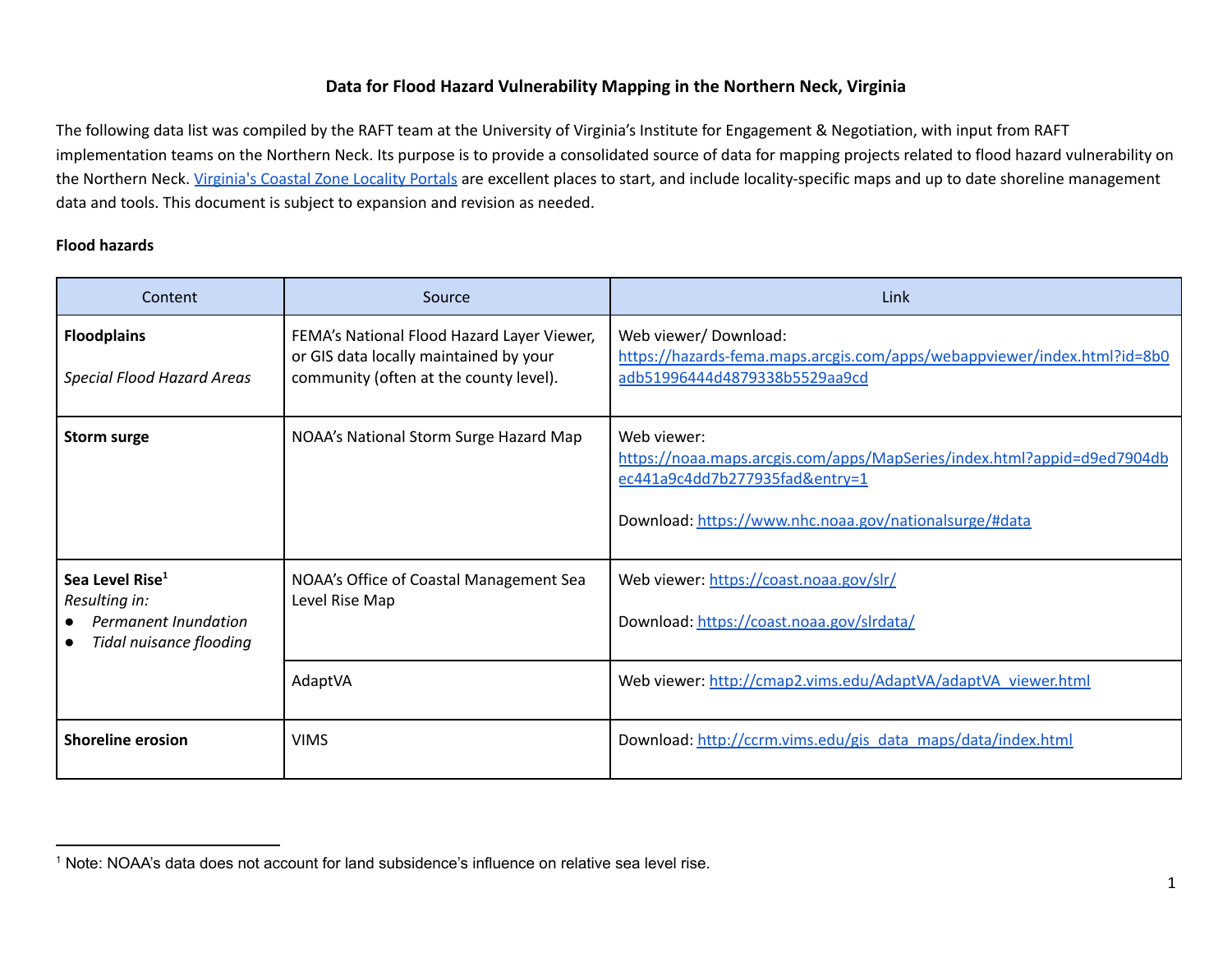# Data for Flood Hazard Vulnerability Mapping in the Northern Neck, Virginia

The following data list was compiled by the RAFT team at the University of Virginia's Institute for Engagement & Negotiation, with input from RAFT implementation teams on the Northern Neck. Its purpose is to provide a consolidated source of data for mapping projects related to flood hazard vulnerability on the Northern Neck. Virginia's Coastal Zone Locality Portals are excellent places to start, and include locality-specific maps and up to date shoreline management data and tools. This document is subject to expansion and revision as needed.

**Flood hazards**

| Content | Source | Link |
|---|---|---|
| **Floodplains**<br><br>*Special Flood Hazard Areas* | FEMA's National Flood Hazard Layer Viewer, or GIS data locally maintained by your community (often at the county level). | Web viewer/ Download: https://hazards-fema.maps.arcgis.com/apps/webappviewer/index.html?id=8b0adb51996444d4879338b5529aa9cd |
| **Storm surge** | NOAA's National Storm Surge Hazard Map | Web viewer: https://noaa.maps.arcgis.com/apps/MapSeries/index.html?appid=d9ed7904dbec441a9c4dd7b277935fad&entry=1<br><br>Download: https://www.nhc.noaa.gov/nationalsurge/#data |
| **Sea Level Rise**[1]<br>*Resulting in:*<br>• *Permanent Inundation*<br>• *Tidal nuisance flooding* | NOAA's Office of Coastal Management Sea Level Rise Map | Web viewer: https://coast.noaa.gov/slr/<br><br>Download: https://coast.noaa.gov/slrdata/ |
| | AdaptVA | Web viewer: http://cmap2.vims.edu/AdaptVA/adaptVA_viewer.html |
| **Shoreline erosion** | VIMS | Download: http://ccrm.vims.edu/gis_data_maps/data/index.html |

[1] Note: NOAA's data does not account for land subsidence's influence on relative sea level rise.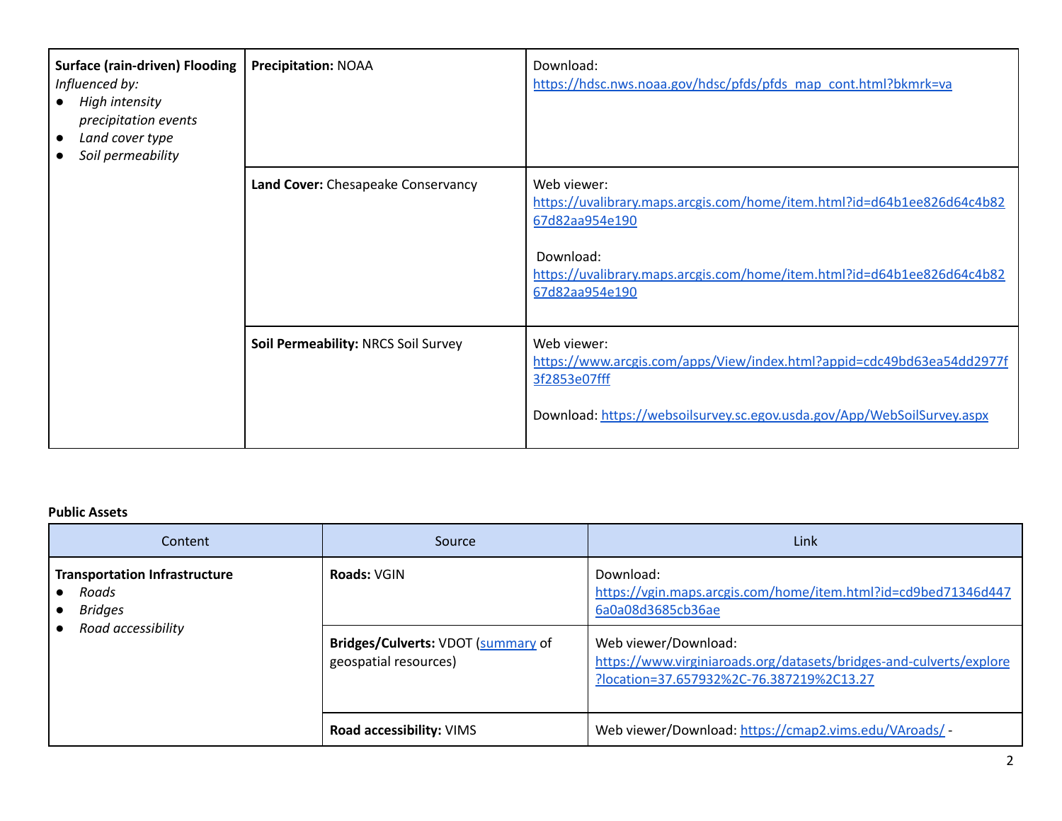| | | |
|---|---|---|
| **Surface (rain-driven) Flooding** *Influenced by:* <br>● *High intensity precipitation events*<br>● *Land cover type*<br>● *Soil permeability* | **Precipitation:** NOAA | Download: https://hdsc.nws.noaa.gov/hdsc/pfds/pfds_map_cont.html?bkmrk=va |
| | **Land Cover:** Chesapeake Conservancy | Web viewer: https://uvalibrary.maps.arcgis.com/home/item.html?id=d64b1ee826d64c4b8267d82aa954e190<br><br>Download: https://uvalibrary.maps.arcgis.com/home/item.html?id=d64b1ee826d64c4b8267d82aa954e190 |
| | **Soil Permeability:** NRCS Soil Survey | Web viewer: https://www.arcgis.com/apps/View/index.html?appid=cdc49bd63ea54dd2977f3f2853e07fff<br><br>Download: https://websoilsurvey.sc.egov.usda.gov/App/WebSoilSurvey.aspx |

**Public Assets**

| Content | Source | Link |
|---|---|---|
| **Transportation Infrastructure**<br>● *Roads*<br>● *Bridges*<br>● *Road accessibility* | **Roads:** VGIN | Download: https://vgin.maps.arcgis.com/home/item.html?id=cd9bed71346d4476a0a08d3685cb36ae |
| | **Bridges/Culverts:** VDOT (summary of geospatial resources) | Web viewer/Download: https://www.virginiaroads.org/datasets/bridges-and-culverts/explore?location=37.657932%2C-76.387219%2C13.27 |
| | **Road accessibility:** VIMS | Web viewer/Download: https://cmap2.vims.edu/VAroads/ - |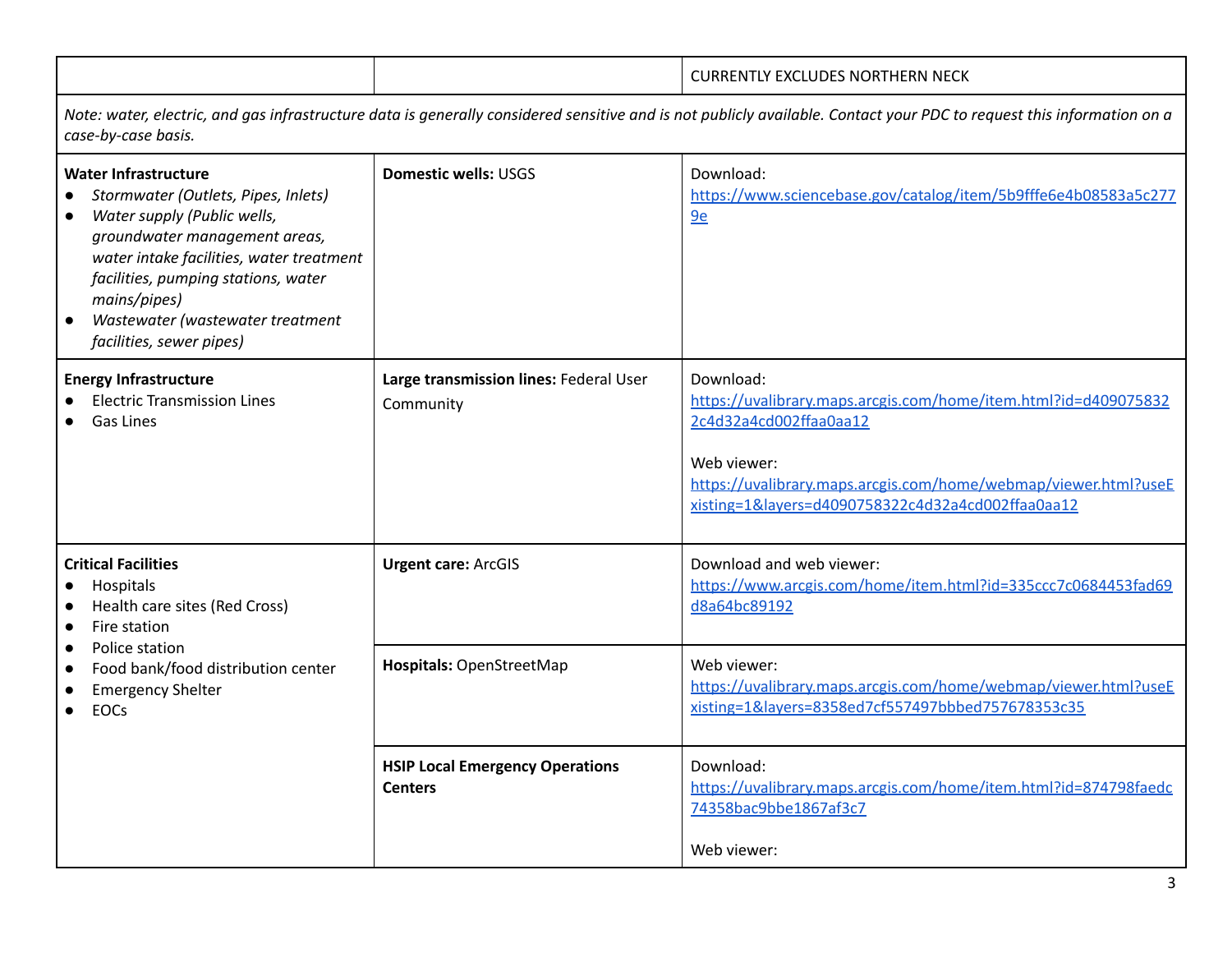| | | |
|---|---|---|
| | | CURRENTLY EXCLUDES NORTHERN NECK |
| *Note: water, electric, and gas infrastructure data is generally considered sensitive and is not publicly available. Contact your PDC to request this information on a case-by-case basis.* | | |
| **Water Infrastructure**<br>● *Stormwater (Outlets, Pipes, Inlets)*<br>● *Water supply (Public wells, groundwater management areas, water intake facilities, water treatment facilities, pumping stations, water mains/pipes)*<br>● *Wastewater (wastewater treatment facilities, sewer pipes)* | **Domestic wells:** USGS | Download:<br>https://www.sciencebase.gov/catalog/item/5b9fffe6e4b08583a5c2779e |
| **Energy Infrastructure**<br>● Electric Transmission Lines<br>● Gas Lines | **Large transmission lines:** Federal User Community | Download:<br>https://uvalibrary.maps.arcgis.com/home/item.html?id=d4090758322c4d32a4cd002ffaa0aa12<br><br>Web viewer:<br>https://uvalibrary.maps.arcgis.com/home/webmap/viewer.html?useExisting=1&layers=d4090758322c4d32a4cd002ffaa0aa12 |
| **Critical Facilities**<br>● Hospitals<br>● Health care sites (Red Cross)<br>● Fire station<br>● Police station<br>● Food bank/food distribution center<br>● Emergency Shelter<br>● EOCs | **Urgent care:** ArcGIS | Download and web viewer:<br>https://www.arcgis.com/home/item.html?id=335ccc7c0684453fad69d8a64bc89192 |
| | **Hospitals:** OpenStreetMap | Web viewer:<br>https://uvalibrary.maps.arcgis.com/home/webmap/viewer.html?useExisting=1&layers=8358ed7cf557497bbbed757678353c35 |
| | **HSIP Local Emergency Operations Centers** | Download:<br>https://uvalibrary.maps.arcgis.com/home/item.html?id=874798faedc74358bac9bbe1867af3c7<br><br>Web viewer: |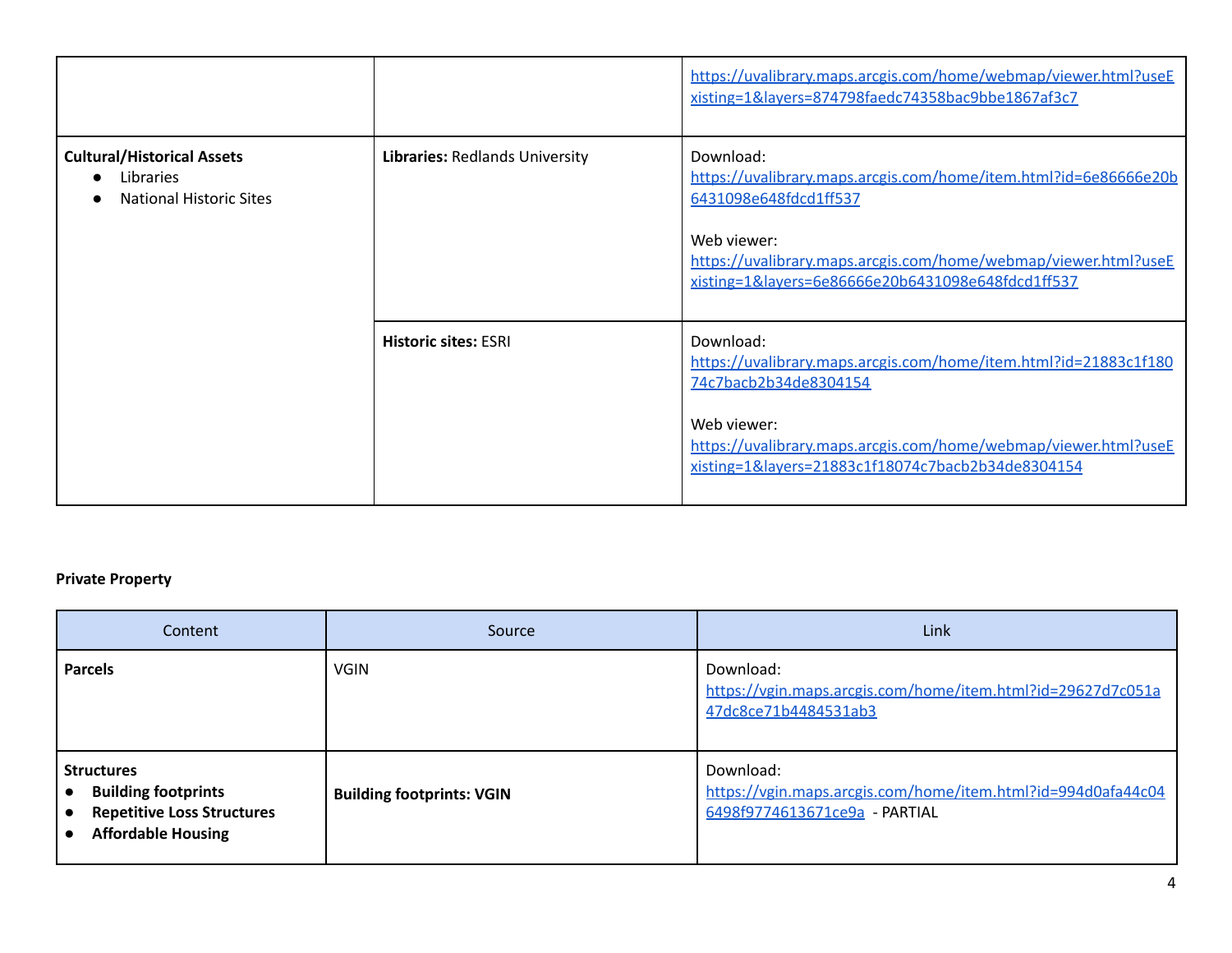| | | |
|---|---|---|
| | | https://uvalibrary.maps.arcgis.com/home/webmap/viewer.html?useExisting=1&layers=874798faedc74358bac9bbe1867af3c7 |
| **Cultural/Historical Assets**<br>● Libraries<br>● National Historic Sites | **Libraries:** Redlands University | Download:<br>https://uvalibrary.maps.arcgis.com/home/item.html?id=6e86666e20b6431098e648fdcd1ff537<br><br>Web viewer:<br>https://uvalibrary.maps.arcgis.com/home/webmap/viewer.html?useExisting=1&layers=6e86666e20b6431098e648fdcd1ff537 |
| | **Historic sites:** ESRI | Download:<br>https://uvalibrary.maps.arcgis.com/home/item.html?id=21883c1f18074c7bacb2b34de8304154<br><br>Web viewer:<br>https://uvalibrary.maps.arcgis.com/home/webmap/viewer.html?useExisting=1&layers=21883c1f18074c7bacb2b34de8304154 |

**Private Property**

| Content | Source | Link |
|---|---|---|
| **Parcels** | VGIN | Download:<br>https://vgin.maps.arcgis.com/home/item.html?id=29627d7c051a47dc8ce71b4484531ab3 |
| **Structures**<br>● **Building footprints**<br>● **Repetitive Loss Structures**<br>● **Affordable Housing** | **Building footprints: VGIN** | Download:<br>https://vgin.maps.arcgis.com/home/item.html?id=994d0afa44c046498f9774613671ce9a - PARTIAL |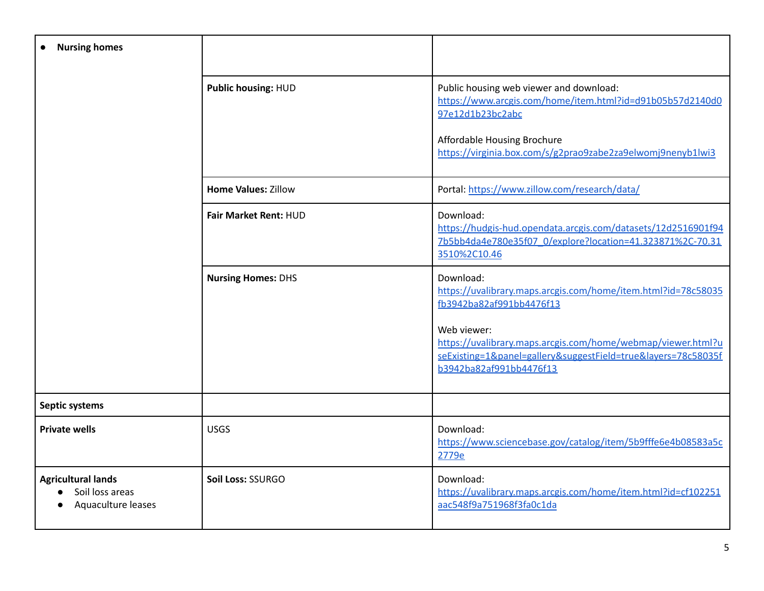| | | |
|---|---|---|
| • **Nursing homes** | | |
| | **Public housing:** HUD | Public housing web viewer and download: https://www.arcgis.com/home/item.html?id=d91b05b57d2140d097e12d1b23bc2abc<br><br>Affordable Housing Brochure https://virginia.box.com/s/g2prao9zabe2za9elwomj9nenyb1lwi3 |
| | **Home Values:** Zillow | Portal: https://www.zillow.com/research/data/ |
| | **Fair Market Rent:** HUD | Download: https://hudgis-hud.opendata.arcgis.com/datasets/12d2516901f947b5bb4da4e780e35f07_0/explore?location=41.323871%2C-70.313510%2C10.46 |
| | **Nursing Homes:** DHS | Download: https://uvalibrary.maps.arcgis.com/home/item.html?id=78c58035fb3942ba82af991bb4476f13<br><br>Web viewer: https://uvalibrary.maps.arcgis.com/home/webmap/viewer.html?useExisting=1&panel=gallery&suggestField=true&layers=78c58035fb3942ba82af991bb4476f13 |
| **Septic systems** | | |
| **Private wells** | USGS | Download: https://www.sciencebase.gov/catalog/item/5b9fffe6e4b08583a5c2779e |
| **Agricultural lands**<br>• Soil loss areas<br>• Aquaculture leases | **Soil Loss:** SSURGO | Download: https://uvalibrary.maps.arcgis.com/home/item.html?id=cf102251aac548f9a751968f3fa0c1da |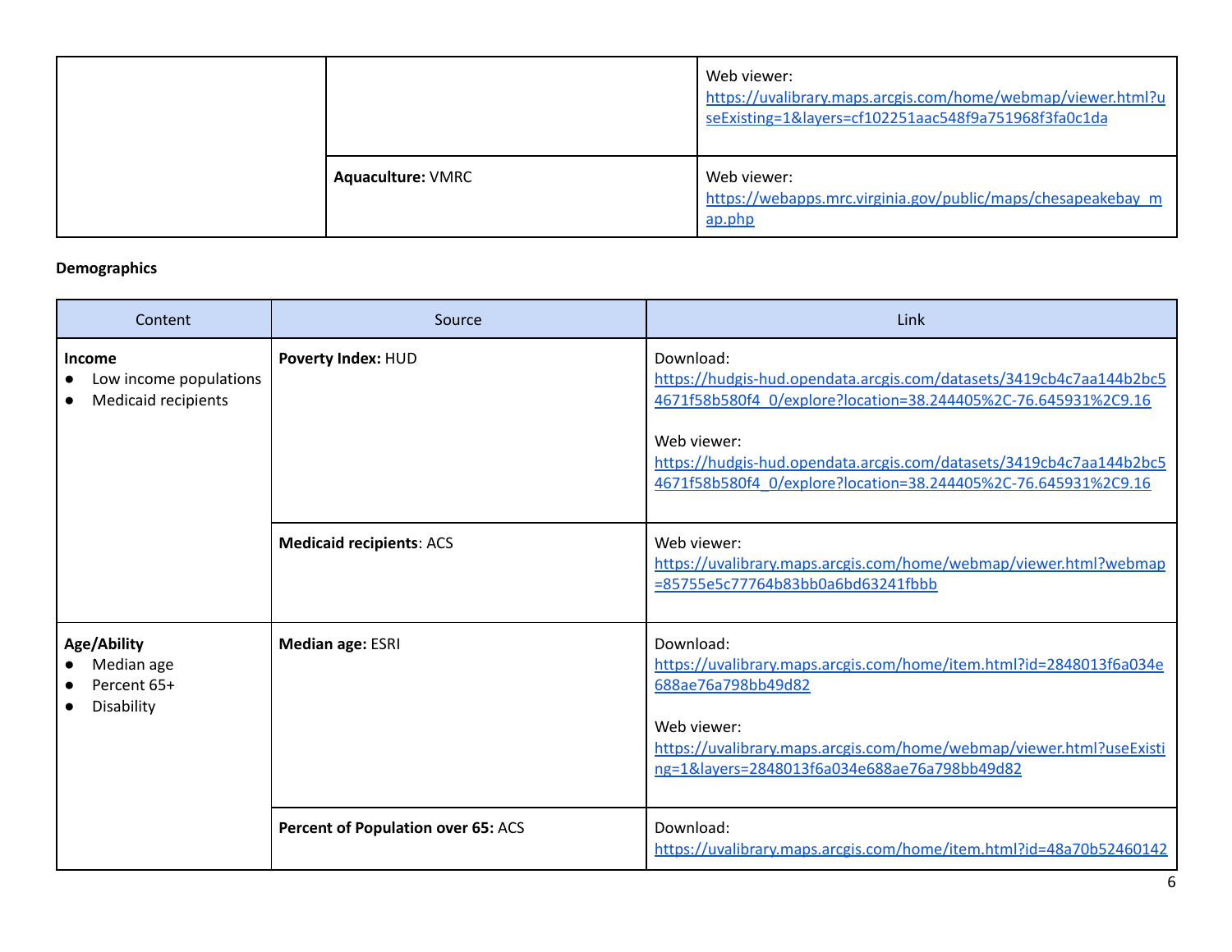| | | |
|---|---|---|
| | | Web viewer: https://uvalibrary.maps.arcgis.com/home/webmap/viewer.html?useExisting=1&layers=cf102251aac548f9a751968f3fa0c1da |
| | **Aquaculture:** VMRC | Web viewer: https://webapps.mrc.virginia.gov/public/maps/chesapeakebay_map.php |

**Demographics**

| Content | Source | Link |
|---|---|---|
| **Income**<br>● Low income populations<br>● Medicaid recipients | **Poverty Index:** HUD | Download: https://hudgis-hud.opendata.arcgis.com/datasets/3419cb4c7aa144b2bc54671f58b580f4_0/explore?location=38.244405%2C-76.645931%2C9.16<br><br>Web viewer: https://hudgis-hud.opendata.arcgis.com/datasets/3419cb4c7aa144b2bc54671f58b580f4_0/explore?location=38.244405%2C-76.645931%2C9.16 |
| | **Medicaid recipients**: ACS | Web viewer: https://uvalibrary.maps.arcgis.com/home/webmap/viewer.html?webmap=85755e5c77764b83bb0a6bd63241fbbb |
| **Age/Ability**<br>● Median age<br>● Percent 65+<br>● Disability | **Median age:** ESRI | Download: https://uvalibrary.maps.arcgis.com/home/item.html?id=2848013f6a034e688ae76a798bb49d82<br><br>Web viewer: https://uvalibrary.maps.arcgis.com/home/webmap/viewer.html?useExisting=1&layers=2848013f6a034e688ae76a798bb49d82 |
| | **Percent of Population over 65:** ACS | Download: https://uvalibrary.maps.arcgis.com/home/item.html?id=48a70b52460142 |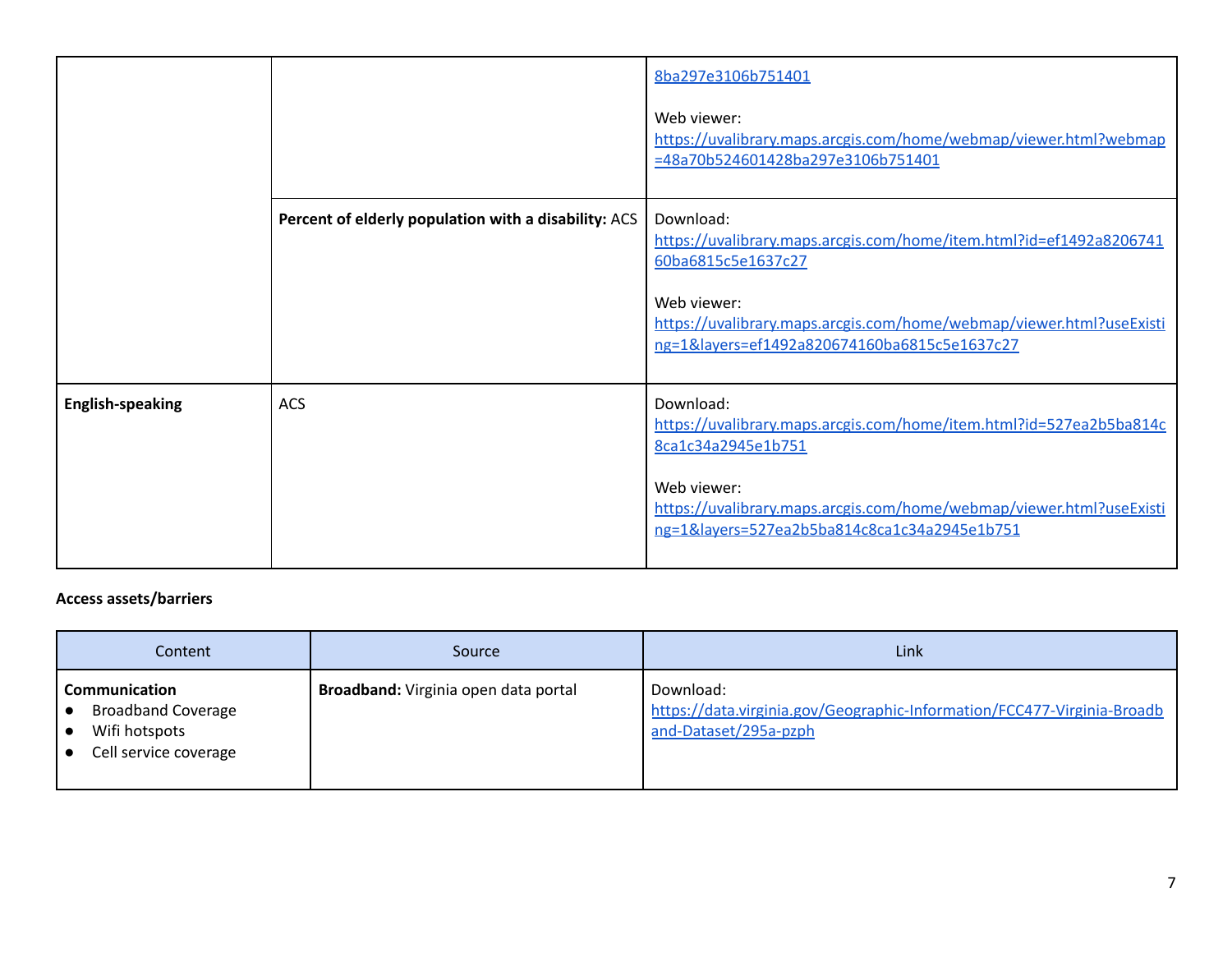| | | |
|---|---|---|
| | | 8ba297e3106b751401<br><br>Web viewer:<br>https://uvalibrary.maps.arcgis.com/home/webmap/viewer.html?webmap=48a70b524601428ba297e3106b751401 |
| | **Percent of elderly population with a disability:** ACS | Download:<br>https://uvalibrary.maps.arcgis.com/home/item.html?id=ef1492a820674160ba6815c5e1637c27<br><br>Web viewer:<br>https://uvalibrary.maps.arcgis.com/home/webmap/viewer.html?useExisting=1&layers=ef1492a820674160ba6815c5e1637c27 |
| **English-speaking** | ACS | Download:<br>https://uvalibrary.maps.arcgis.com/home/item.html?id=527ea2b5ba814c8ca1c34a2945e1b751<br><br>Web viewer:<br>https://uvalibrary.maps.arcgis.com/home/webmap/viewer.html?useExisting=1&layers=527ea2b5ba814c8ca1c34a2945e1b751 |

**Access assets/barriers**

| Content | Source | Link |
|---|---|---|
| **Communication**<br>● Broadband Coverage<br>● Wifi hotspots<br>● Cell service coverage | **Broadband:** Virginia open data portal | Download:<br>https://data.virginia.gov/Geographic-Information/FCC477-Virginia-Broadband-Dataset/295a-pzph |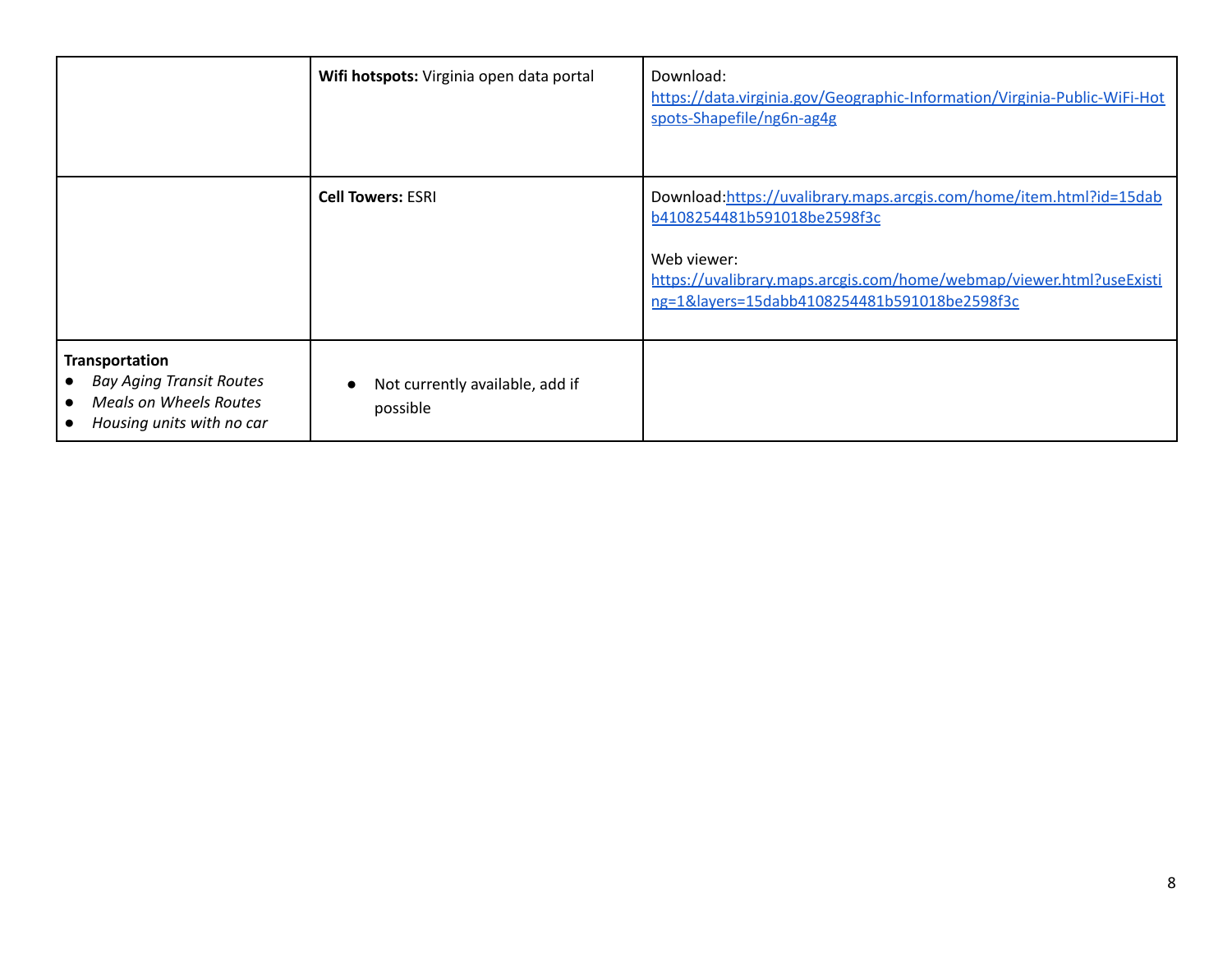| | | |
|---|---|---|
| | **Wifi hotspots:** Virginia open data portal | Download: https://data.virginia.gov/Geographic-Information/Virginia-Public-WiFi-Hotspots-Shapefile/ng6n-ag4g |
| | **Cell Towers:** ESRI | Download:https://uvalibrary.maps.arcgis.com/home/item.html?id=15dabb4108254481b591018be2598f3c<br><br>Web viewer: https://uvalibrary.maps.arcgis.com/home/webmap/viewer.html?useExisting=1&layers=15dabb4108254481b591018be2598f3c |
| **Transportation**<br>● *Bay Aging Transit Routes*<br>● *Meals on Wheels Routes*<br>● *Housing units with no car* | ● Not currently available, add if possible | |